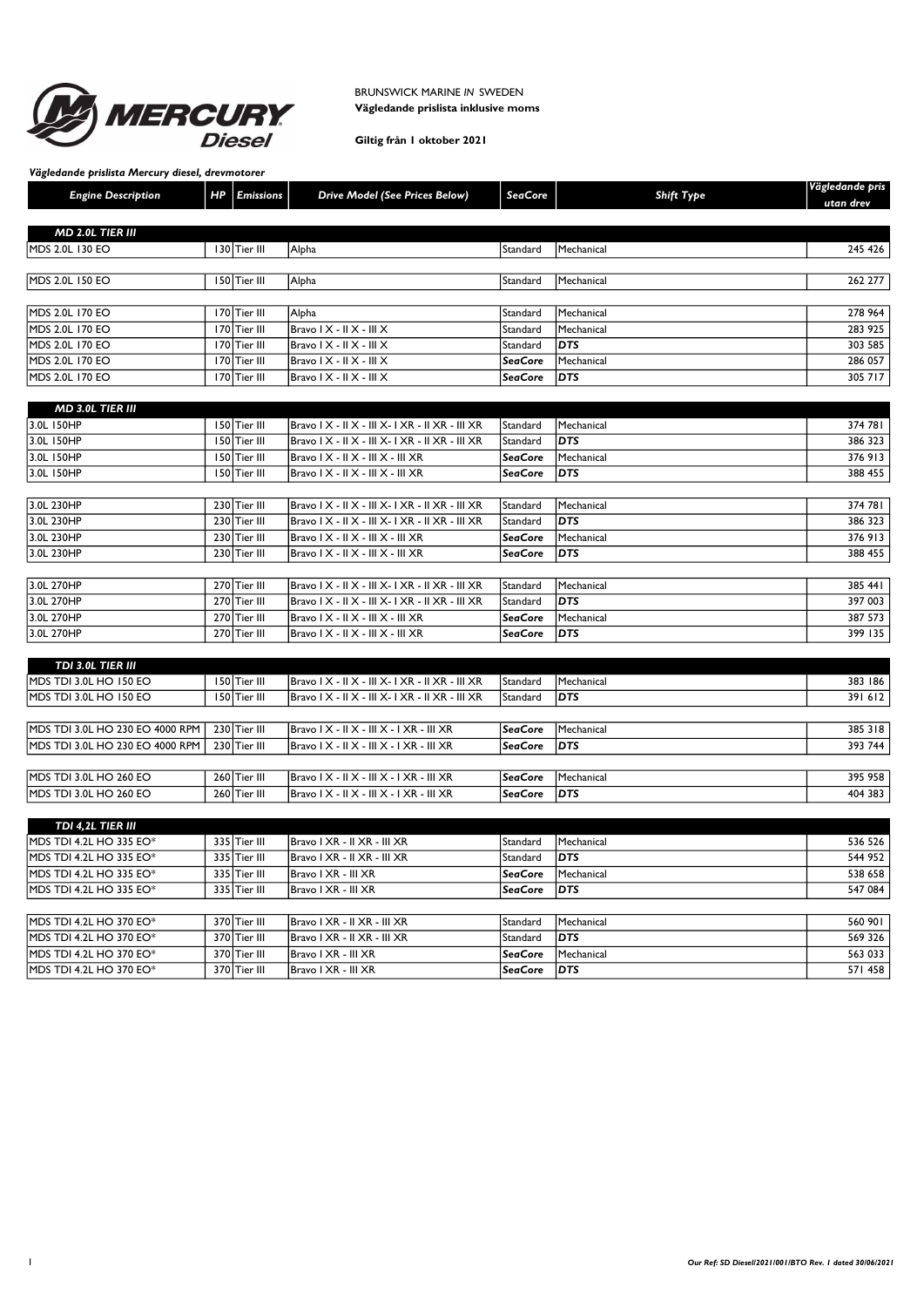BRUNSWICK MARINE *IN* SWEDEN
**Vägledande prislista inklusive moms**

**Giltig från 1 oktober 2021**

***Vägledande prislista Mercury diesel, drevmotorer***

| Engine Description | HP | Emissions | Drive Model (See Prices Below) | SeaCore | Shift Type | Vägledande pris utan drev |
|---|---|---|---|---|---|---|
| ***MD 2.0L TIER III*** | | | | | | |
| MDS 2.0L 130 EO | 130 | Tier III | Alpha | Standard | Mechanical | 245 426 |
| MDS 2.0L 150 EO | 150 | Tier III | Alpha | Standard | Mechanical | 262 277 |
| MDS 2.0L 170 EO | 170 | Tier III | Alpha | Standard | Mechanical | 278 964 |
| MDS 2.0L 170 EO | 170 | Tier III | Bravo I X - II X - III X | Standard | Mechanical | 283 925 |
| MDS 2.0L 170 EO | 170 | Tier III | Bravo I X - II X - III X | Standard | ***DTS*** | 303 585 |
| MDS 2.0L 170 EO | 170 | Tier III | Bravo I X - II X - III X | ***SeaCore*** | Mechanical | 286 057 |
| MDS 2.0L 170 EO | 170 | Tier III | Bravo I X - II X - III X | ***SeaCore*** | ***DTS*** | 305 717 |
| ***MD 3.0L TIER III*** | | | | | | |
| 3.0L 150HP | 150 | Tier III | Bravo I X - II X - III X- I XR - II XR - III XR | Standard | Mechanical | 374 781 |
| 3.0L 150HP | 150 | Tier III | Bravo I X - II X - III X- I XR - II XR - III XR | Standard | ***DTS*** | 386 323 |
| 3.0L 150HP | 150 | Tier III | Bravo I X - II X - III X - III XR | ***SeaCore*** | Mechanical | 376 913 |
| 3.0L 150HP | 150 | Tier III | Bravo I X - II X - III X - III XR | ***SeaCore*** | ***DTS*** | 388 455 |
| 3.0L 230HP | 230 | Tier III | Bravo I X - II X - III X- I XR - II XR - III XR | Standard | Mechanical | 374 781 |
| 3.0L 230HP | 230 | Tier III | Bravo I X - II X - III X- I XR - II XR - III XR | Standard | ***DTS*** | 386 323 |
| 3.0L 230HP | 230 | Tier III | Bravo I X - II X - III X - III XR | ***SeaCore*** | Mechanical | 376 913 |
| 3.0L 230HP | 230 | Tier III | Bravo I X - II X - III X - III XR | ***SeaCore*** | ***DTS*** | 388 455 |
| 3.0L 270HP | 270 | Tier III | Bravo I X - II X - III X- I XR - II XR - III XR | Standard | Mechanical | 385 441 |
| 3.0L 270HP | 270 | Tier III | Bravo I X - II X - III X- I XR - II XR - III XR | Standard | ***DTS*** | 397 003 |
| 3.0L 270HP | 270 | Tier III | Bravo I X - II X - III X - III XR | ***SeaCore*** | Mechanical | 387 573 |
| 3.0L 270HP | 270 | Tier III | Bravo I X - II X - III X - III XR | ***SeaCore*** | ***DTS*** | 399 135 |
| ***TDI 3.0L TIER III*** | | | | | | |
| MDS TDI 3.0L HO 150 EO | 150 | Tier III | Bravo I X - II X - III X- I XR - II XR - III XR | Standard | Mechanical | 383 186 |
| MDS TDI 3.0L HO 150 EO | 150 | Tier III | Bravo I X - II X - III X- I XR - II XR - III XR | Standard | ***DTS*** | 391 612 |
| MDS TDI 3.0L HO 230 EO 4000 RPM | 230 | Tier III | Bravo I X - II X - III X - I XR - III XR | ***SeaCore*** | Mechanical | 385 318 |
| MDS TDI 3.0L HO 230 EO 4000 RPM | 230 | Tier III | Bravo I X - II X - III X - I XR - III XR | ***SeaCore*** | ***DTS*** | 393 744 |
| MDS TDI 3.0L HO 260 EO | 260 | Tier III | Bravo I X - II X - III X - I XR - III XR | ***SeaCore*** | Mechanical | 395 958 |
| MDS TDI 3.0L HO 260 EO | 260 | Tier III | Bravo I X - II X - III X - I XR - III XR | ***SeaCore*** | ***DTS*** | 404 383 |
| ***TDI 4,2L TIER III*** | | | | | | |
| MDS TDI 4.2L HO 335 EO* | 335 | Tier III | Bravo I XR - II XR - III XR | Standard | Mechanical | 536 526 |
| MDS TDI 4.2L HO 335 EO* | 335 | Tier III | Bravo I XR - II XR - III XR | Standard | ***DTS*** | 544 952 |
| MDS TDI 4.2L HO 335 EO* | 335 | Tier III | Bravo I XR - III XR | ***SeaCore*** | Mechanical | 538 658 |
| MDS TDI 4.2L HO 335 EO* | 335 | Tier III | Bravo I XR - III XR | ***SeaCore*** | ***DTS*** | 547 084 |
| MDS TDI 4.2L HO 370 EO* | 370 | Tier III | Bravo I XR - II XR - III XR | Standard | Mechanical | 560 901 |
| MDS TDI 4.2L HO 370 EO* | 370 | Tier III | Bravo I XR - II XR - III XR | Standard | ***DTS*** | 569 326 |
| MDS TDI 4.2L HO 370 EO* | 370 | Tier III | Bravo I XR - III XR | ***SeaCore*** | Mechanical | 563 033 |
| MDS TDI 4.2L HO 370 EO* | 370 | Tier III | Bravo I XR - III XR | ***SeaCore*** | ***DTS*** | 571 458 |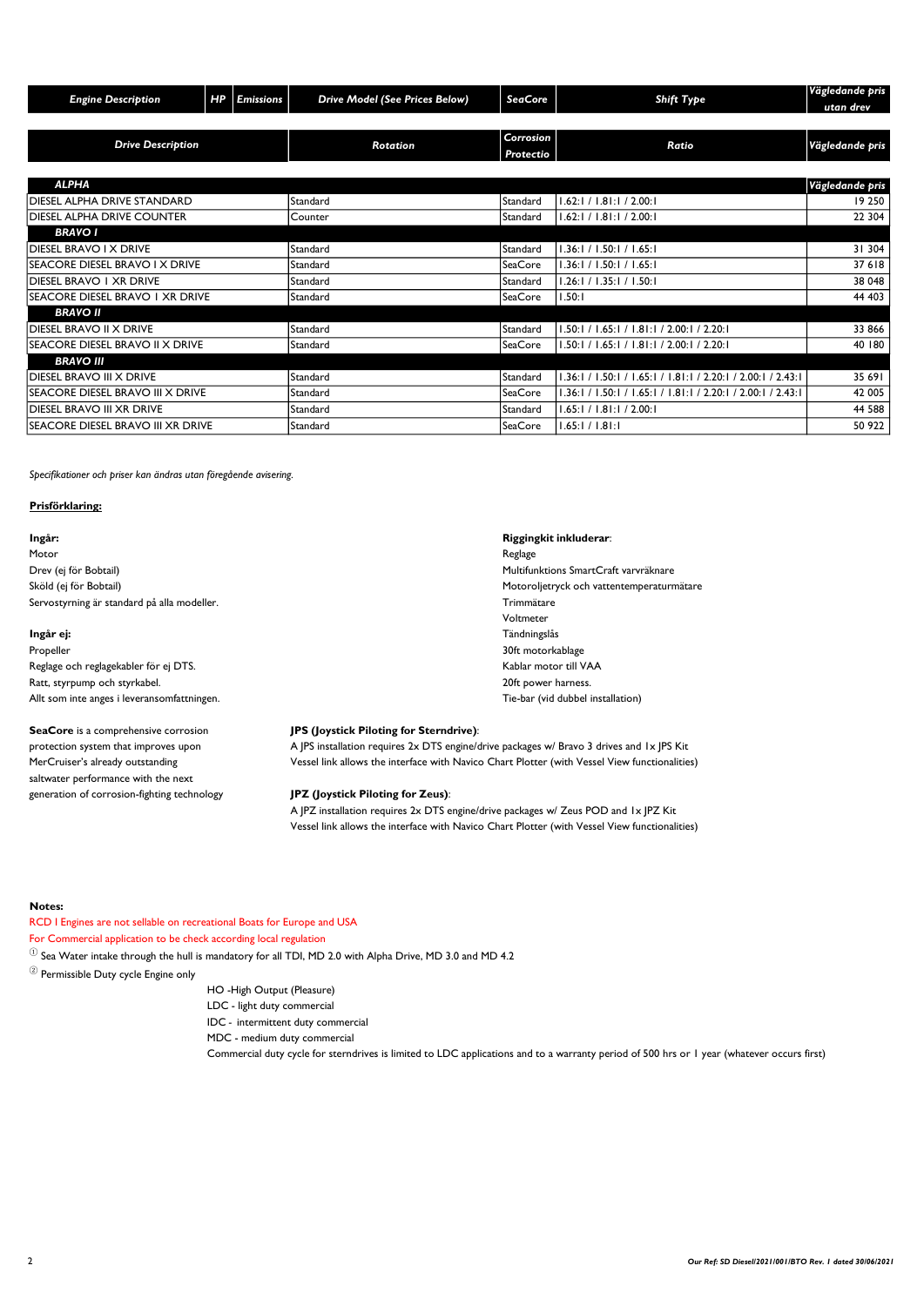| *Engine Description* | *HP* | *Emissions* | *Drive Model (See Prices Below)* | *SeaCore* | *Shift Type* | *Vägledande pris utan drev* |
|---|---|---|---|---|---|---|
| *Drive Description* | | | *Rotation* | *Corrosion Protectio* | *Ratio* | *Vägledande pris* |
| ***ALPHA*** | | | | | | *Vägledande pris* |
| DIESEL ALPHA DRIVE STANDARD | | | Standard | Standard | 1.62:1 / 1.81:1 / 2.00:1 | 19 250 |
| DIESEL ALPHA DRIVE COUNTER | | | Counter | Standard | 1.62:1 / 1.81:1 / 2.00:1 | 22 304 |
| ***BRAVO I*** | | | | | | |
| DIESEL BRAVO I X DRIVE | | | Standard | Standard | 1.36:1 / 1.50:1 / 1.65:1 | 31 304 |
| SEACORE DIESEL BRAVO I X DRIVE | | | Standard | SeaCore | 1.36:1 / 1.50:1 / 1.65:1 | 37 618 |
| DIESEL BRAVO 1 XR DRIVE | | | Standard | Standard | 1.26:1 / 1.35:1 / 1.50:1 | 38 048 |
| SEACORE DIESEL BRAVO 1 XR DRIVE | | | Standard | SeaCore | 1.50:1 | 44 403 |
| ***BRAVO II*** | | | | | | |
| DIESEL BRAVO II X DRIVE | | | Standard | Standard | 1.50:1 / 1.65:1 / 1.81:1 / 2.00:1 / 2.20:1 | 33 866 |
| SEACORE DIESEL BRAVO II X DRIVE | | | Standard | SeaCore | 1.50:1 / 1.65:1 / 1.81:1 / 2.00:1 / 2.20:1 | 40 180 |
| ***BRAVO III*** | | | | | | |
| DIESEL BRAVO III X DRIVE | | | Standard | Standard | 1.36:1 / 1.50:1 / 1.65:1 / 1.81:1 / 2.20:1 / 2.00:1 / 2.43:1 | 35 691 |
| SEACORE DIESEL BRAVO III X DRIVE | | | Standard | SeaCore | 1.36:1 / 1.50:1 / 1.65:1 / 1.81:1 / 2.20:1 / 2.00:1 / 2.43:1 | 42 005 |
| DIESEL BRAVO III XR DRIVE | | | Standard | Standard | 1.65:1 / 1.81:1 / 2.00:1 | 44 588 |
| SEACORE DIESEL BRAVO III XR DRIVE | | | Standard | SeaCore | 1.65:1 / 1.81:1 | 50 922 |

*Specifikationer och priser kan ändras utan föregående avisering.*

**Prisförklaring:**

**Ingår:**
Motor
Drev (ej för Bobtail)
Sköld (ej för Bobtail)
Servostyrning är standard på alla modeller.

**Ingår ej:**
Propeller
Reglage och reglagekabler för ej DTS.
Ratt, styrpump och styrkabel.
Allt som inte anges i leveransomfattningen.

**Riggingkit inkluderar**:
Reglage
Multifunktions SmartCraft varvräknare
Motoroljetryck och vattentemperaturmätare
Trimmätare
Voltmeter
Tändningslås
30ft motorkablage
Kablar motor till VAA
20ft power harness.
Tie-bar (vid dubbel installation)

**SeaCore** is a comprehensive corrosion protection system that improves upon MerCruiser's already outstanding saltwater performance with the next generation of corrosion-fighting technology

**JPS (Joystick Piloting for Sterndrive)**:
A JPS installation requires 2x DTS engine/drive packages w/ Bravo 3 drives and 1x JPS Kit
Vessel link allows the interface with Navico Chart Plotter (with Vessel View functionalities)

**JPZ (Joystick Piloting for Zeus)**:
A JPZ installation requires 2x DTS engine/drive packages w/ Zeus POD and 1x JPZ Kit
Vessel link allows the interface with Navico Chart Plotter (with Vessel View functionalities)

**Notes:**

RCD I Engines are not sellable on recreational Boats for Europe and USA
For Commercial application to be check according local regulation
① Sea Water intake through the hull is mandatory for all TDI, MD 2.0 with Alpha Drive, MD 3.0 and MD 4.2
② Permissible Duty cycle Engine only
HO -High Output (Pleasure)
LDC - light duty commercial
IDC - intermittent duty commercial
MDC - medium duty commercial
Commercial duty cycle for sterndrives is limited to LDC applications and to a warranty period of 500 hrs or 1 year (whatever occurs first)

*Our Ref: SD Diesel/2021/001/BTO Rev. 1 dated 30/06/2021*